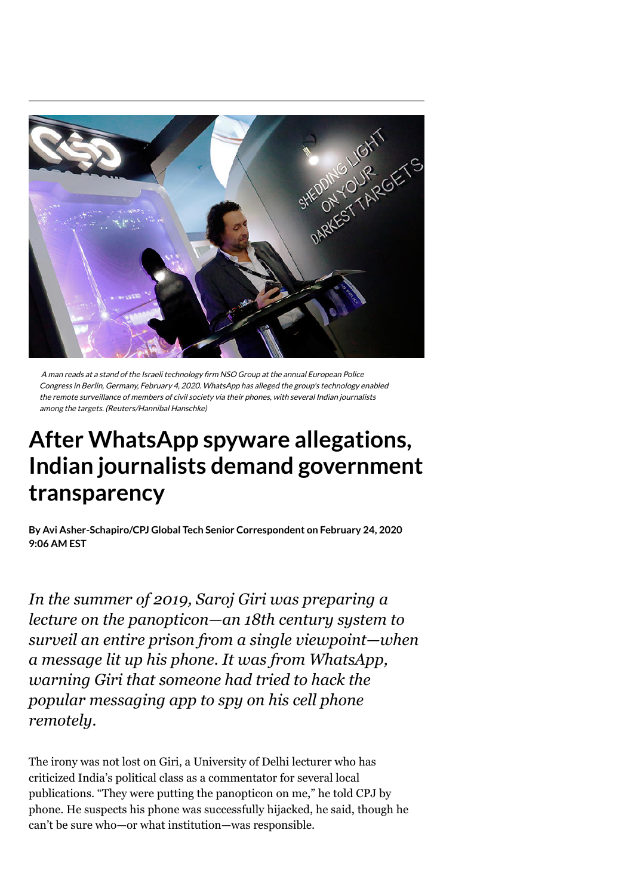A man reads at a stand of the Israeli technology firm NSO Group at the annual European Police Congress in Berlin, Germany, February 4, 2020. WhatsApp has alleged the group's technology enabled the remote surveillance of members of civil society via their phones, with several Indian journalists among the targets. (Reuters/Hannibal Hanschke)

# After WhatsApp spyware allegations, Indian journalists demand government transparency

**By Avi Asher-Schapiro/CPJ Global Tech Senior Correspondent on February 24, 2020 9:06 AM EST**

*In the summer of 2019, Saroj Giri was preparing a lecture on the panopticon—an 18th century system to surveil an entire prison from a single viewpoint—when a message lit up his phone. It was from WhatsApp, warning Giri that someone had tried to hack the popular messaging app to spy on his cell phone remotely.*

The irony was not lost on Giri, a University of Delhi lecturer who has criticized India's political class as a commentator for several local publications. "They were putting the panopticon on me," he told CPJ by phone. He suspects his phone was successfully hijacked, he said, though he can't be sure who—or what institution—was responsible.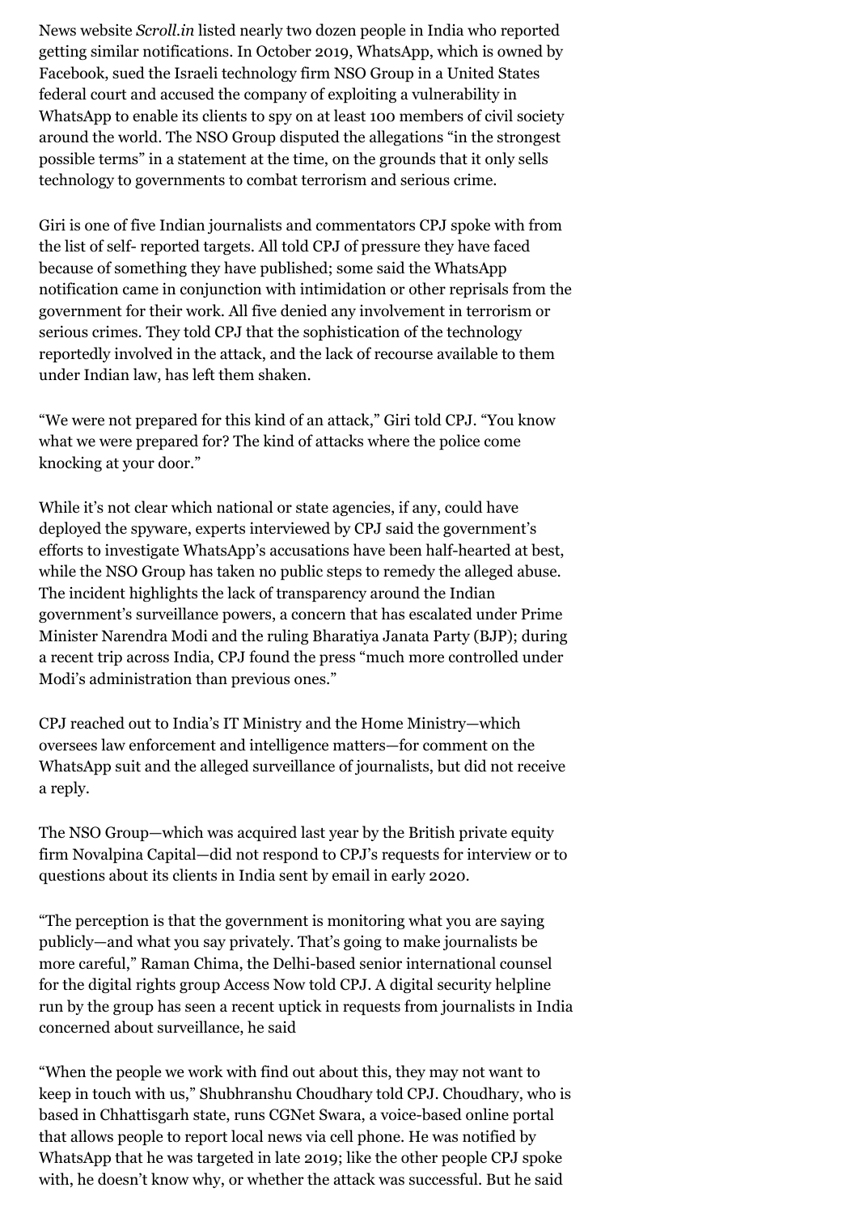News website *Scroll.in* listed nearly two dozen people in India who reported getting similar notifications. In October 2019, WhatsApp, which is owned by Facebook, sued the Israeli technology firm NSO Group in a United States federal court and accused the company of exploiting a vulnerability in WhatsApp to enable its clients to spy on at least 100 members of civil society around the world. The NSO Group disputed the allegations "in the strongest possible terms" in a statement at the time, on the grounds that it only sells technology to governments to combat terrorism and serious crime.

Giri is one of five Indian journalists and commentators CPJ spoke with from the list of self- reported targets. All told CPJ of pressure they have faced because of something they have published; some said the WhatsApp notification came in conjunction with intimidation or other reprisals from the government for their work. All five denied any involvement in terrorism or serious crimes. They told CPJ that the sophistication of the technology reportedly involved in the attack, and the lack of recourse available to them under Indian law, has left them shaken.

"We were not prepared for this kind of an attack," Giri told CPJ. "You know what we were prepared for? The kind of attacks where the police come knocking at your door."

While it's not clear which national or state agencies, if any, could have deployed the spyware, experts interviewed by CPJ said the government's efforts to investigate WhatsApp's accusations have been half-hearted at best, while the NSO Group has taken no public steps to remedy the alleged abuse. The incident highlights the lack of transparency around the Indian government's surveillance powers, a concern that has escalated under Prime Minister Narendra Modi and the ruling Bharatiya Janata Party (BJP); during a recent trip across India, CPJ found the press "much more controlled under Modi's administration than previous ones."

CPJ reached out to India's IT Ministry and the Home Ministry—which oversees law enforcement and intelligence matters—for comment on the WhatsApp suit and the alleged surveillance of journalists, but did not receive a reply.

The NSO Group—which was acquired last year by the British private equity firm Novalpina Capital—did not respond to CPJ's requests for interview or to questions about its clients in India sent by email in early 2020.

"The perception is that the government is monitoring what you are saying publicly—and what you say privately. That's going to make journalists be more careful," Raman Chima, the Delhi-based senior international counsel for the digital rights group Access Now told CPJ. A digital security helpline run by the group has seen a recent uptick in requests from journalists in India concerned about surveillance, he said

"When the people we work with find out about this, they may not want to keep in touch with us," Shubhranshu Choudhary told CPJ. Choudhary, who is based in Chhattisgarh state, runs CGNet Swara, a voice-based online portal that allows people to report local news via cell phone. He was notified by WhatsApp that he was targeted in late 2019; like the other people CPJ spoke with, he doesn't know why, or whether the attack was successful. But he said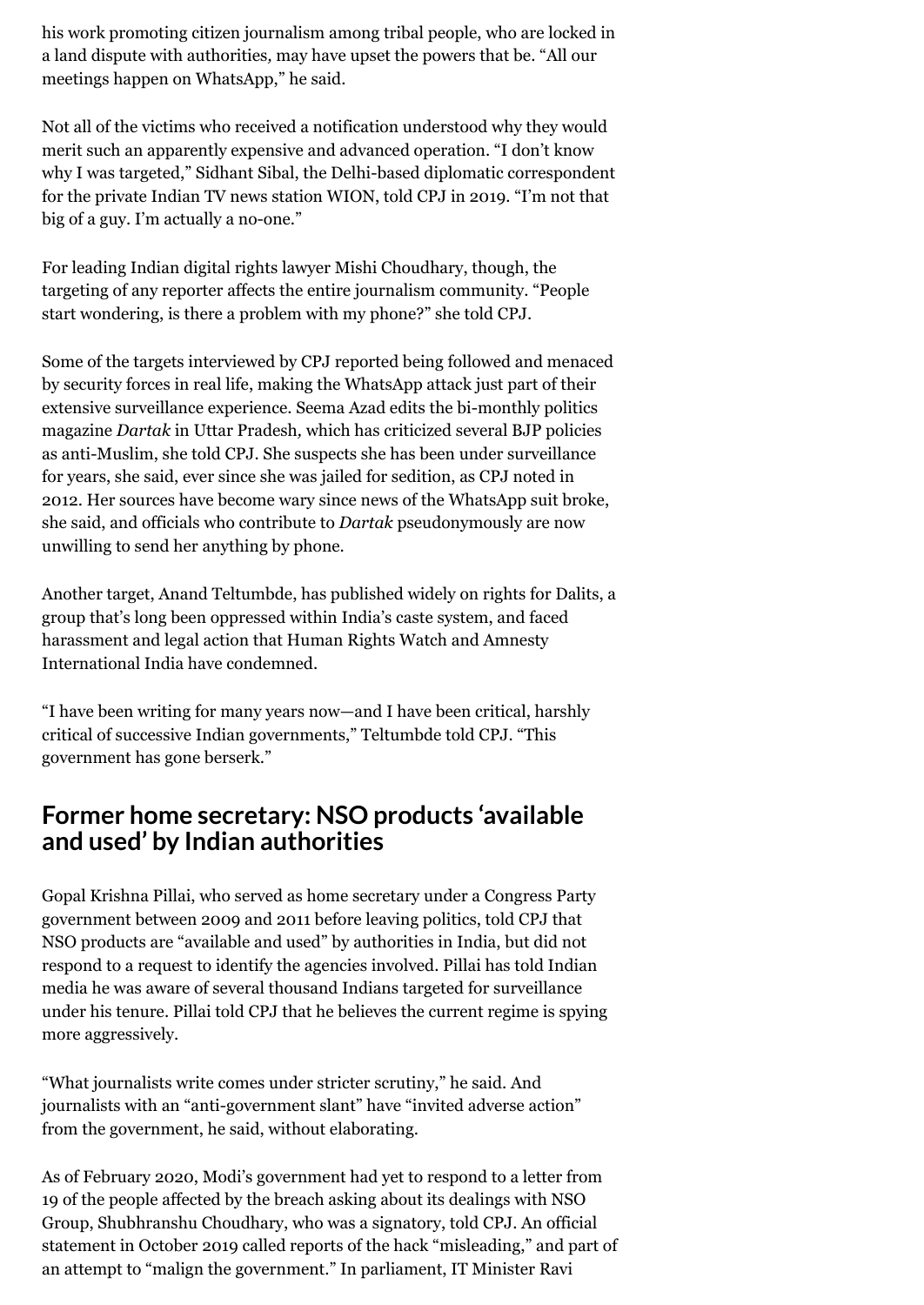his work promoting citizen journalism among tribal people, who are locked in a land dispute with authorities, may have upset the powers that be. "All our meetings happen on WhatsApp," he said.

Not all of the victims who received a notification understood why they would merit such an apparently expensive and advanced operation. "I don't know why I was targeted," Sidhant Sibal, the Delhi-based diplomatic correspondent for the private Indian TV news station WION, told CPJ in 2019. "I'm not that big of a guy. I'm actually a no-one."

For leading Indian digital rights lawyer Mishi Choudhary, though, the targeting of any reporter affects the entire journalism community. "People start wondering, is there a problem with my phone?" she told CPJ.

Some of the targets interviewed by CPJ reported being followed and menaced by security forces in real life, making the WhatsApp attack just part of their extensive surveillance experience. Seema Azad edits the bi-monthly politics magazine *Dartak* in Uttar Pradesh, which has criticized several BJP policies as anti-Muslim, she told CPJ. She suspects she has been under surveillance for years, she said, ever since she was jailed for sedition, as CPJ noted in 2012. Her sources have become wary since news of the WhatsApp suit broke, she said, and officials who contribute to *Dartak* pseudonymously are now unwilling to send her anything by phone.

Another target, Anand Teltumbde, has published widely on rights for Dalits, a group that's long been oppressed within India's caste system, and faced harassment and legal action that Human Rights Watch and Amnesty International India have condemned.

"I have been writing for many years now—and I have been critical, harshly critical of successive Indian governments," Teltumbde told CPJ. "This government has gone berserk."

## Former home secretary: NSO products 'available and used' by Indian authorities

Gopal Krishna Pillai, who served as home secretary under a Congress Party government between 2009 and 2011 before leaving politics, told CPJ that NSO products are "available and used" by authorities in India, but did not respond to a request to identify the agencies involved. Pillai has told Indian media he was aware of several thousand Indians targeted for surveillance under his tenure. Pillai told CPJ that he believes the current regime is spying more aggressively.

"What journalists write comes under stricter scrutiny," he said. And journalists with an "anti-government slant" have "invited adverse action" from the government, he said, without elaborating.

As of February 2020, Modi's government had yet to respond to a letter from 19 of the people affected by the breach asking about its dealings with NSO Group, Shubhranshu Choudhary, who was a signatory, told CPJ. An official statement in October 2019 called reports of the hack "misleading," and part of an attempt to "malign the government." In parliament, IT Minister Ravi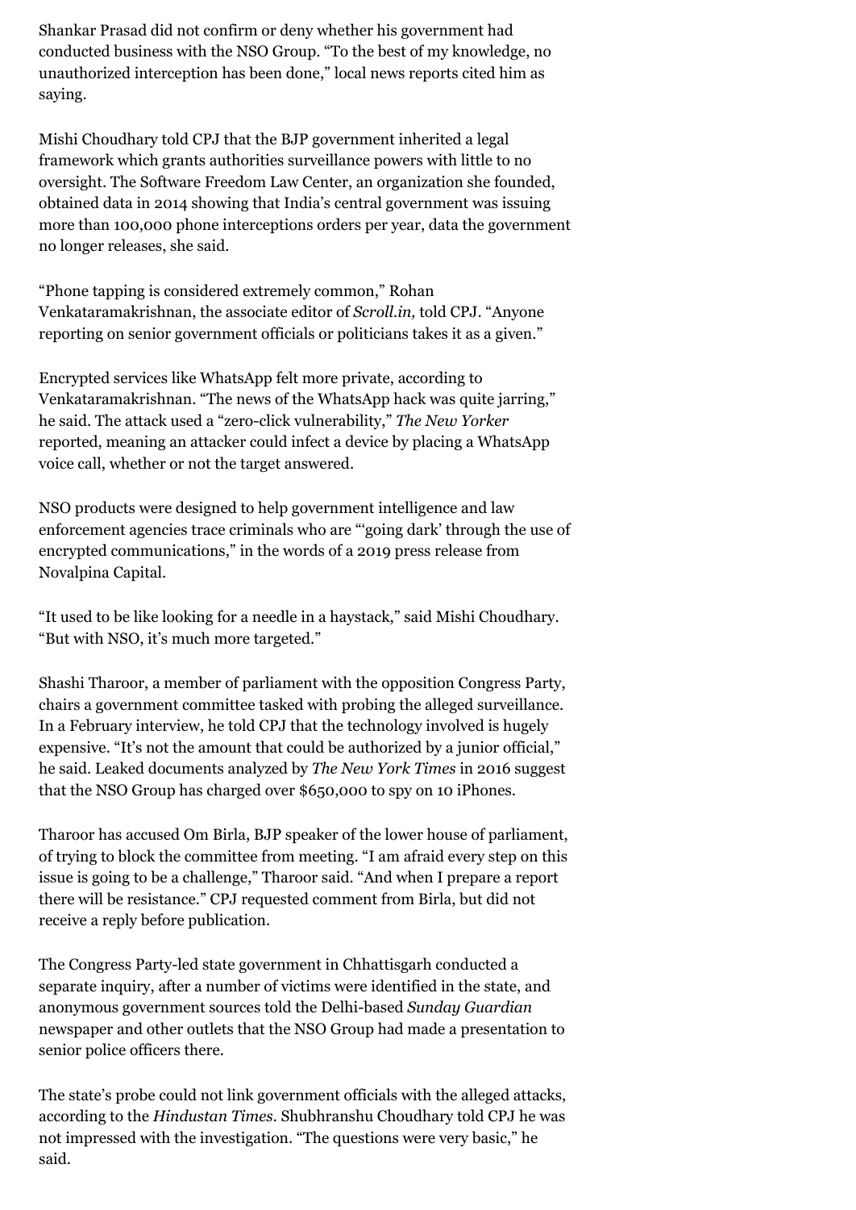Shankar Prasad did not confirm or deny whether his government had conducted business with the NSO Group. “To the best of my knowledge, no unauthorized interception has been done,” local news reports cited him as saying.

Mishi Choudhary told CPJ that the BJP government inherited a legal framework which grants authorities surveillance powers with little to no oversight. The Software Freedom Law Center, an organization she founded, obtained data in 2014 showing that India’s central government was issuing more than 100,000 phone interceptions orders per year, data the government no longer releases, she said.

“Phone tapping is considered extremely common,” Rohan Venkataramakrishnan, the associate editor of *Scroll.in,* told CPJ. “Anyone reporting on senior government officials or politicians takes it as a given.”

Encrypted services like WhatsApp felt more private, according to Venkataramakrishnan. “The news of the WhatsApp hack was quite jarring,” he said. The attack used a “zero-click vulnerability,” *The New Yorker* reported, meaning an attacker could infect a device by placing a WhatsApp voice call, whether or not the target answered.

NSO products were designed to help government intelligence and law enforcement agencies trace criminals who are “‘going dark’ through the use of encrypted communications,” in the words of a 2019 press release from Novalpina Capital.

“It used to be like looking for a needle in a haystack,” said Mishi Choudhary. “But with NSO, it’s much more targeted.”

Shashi Tharoor, a member of parliament with the opposition Congress Party, chairs a government committee tasked with probing the alleged surveillance. In a February interview, he told CPJ that the technology involved is hugely expensive. “It’s not the amount that could be authorized by a junior official,” he said. Leaked documents analyzed by *The New York Times* in 2016 suggest that the NSO Group has charged over $650,000 to spy on 10 iPhones.

Tharoor has accused Om Birla, BJP speaker of the lower house of parliament, of trying to block the committee from meeting. “I am afraid every step on this issue is going to be a challenge,” Tharoor said. “And when I prepare a report there will be resistance.” CPJ requested comment from Birla, but did not receive a reply before publication.

The Congress Party-led state government in Chhattisgarh conducted a separate inquiry, after a number of victims were identified in the state, and anonymous government sources told the Delhi-based *Sunday Guardian* newspaper and other outlets that the NSO Group had made a presentation to senior police officers there.

The state’s probe could not link government officials with the alleged attacks, according to the *Hindustan Times*. Shubhranshu Choudhary told CPJ he was not impressed with the investigation. “The questions were very basic,” he said.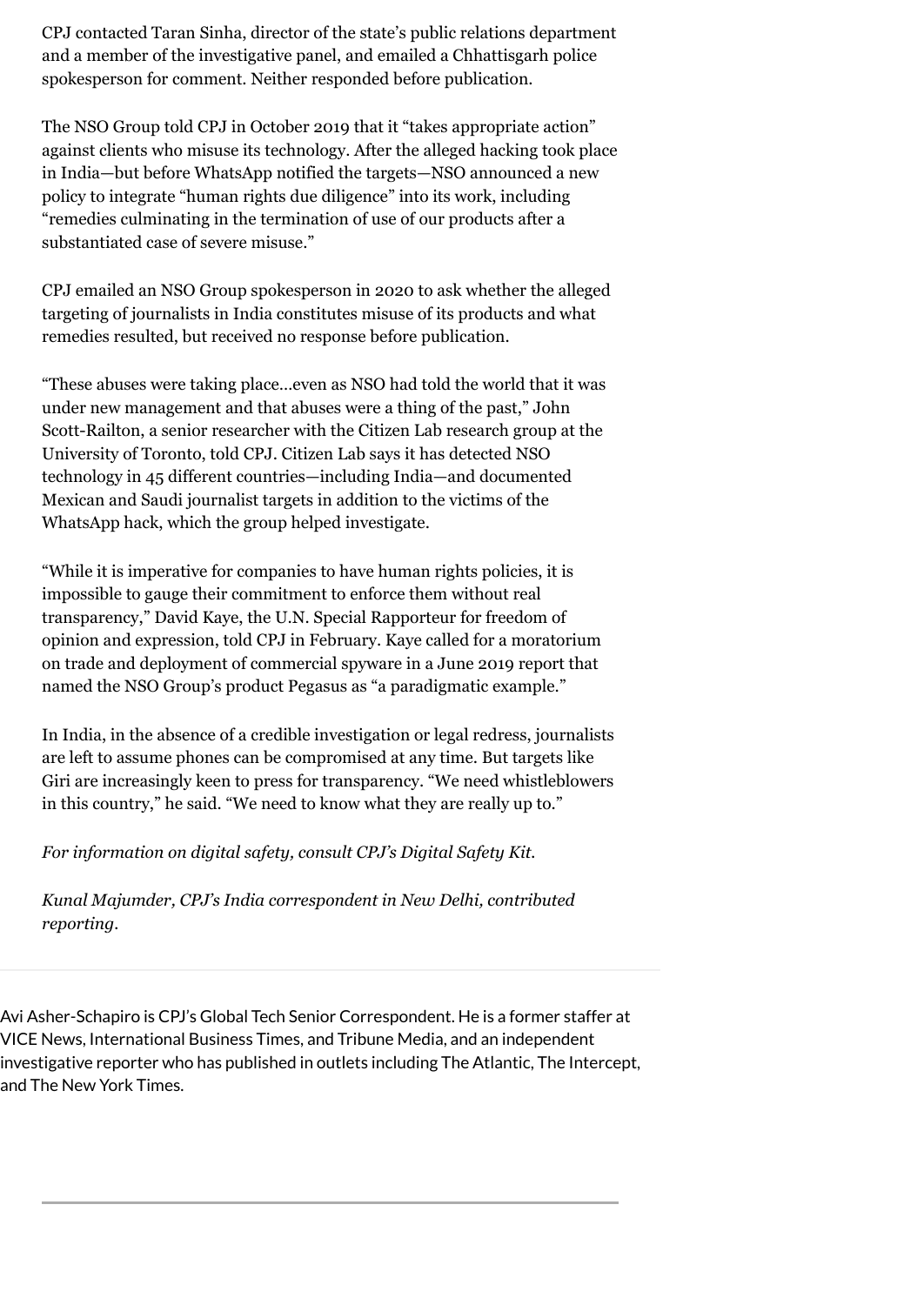CPJ contacted Taran Sinha, director of the state's public relations department and a member of the investigative panel, and emailed a Chhattisgarh police spokesperson for comment. Neither responded before publication.

The NSO Group told CPJ in October 2019 that it "takes appropriate action" against clients who misuse its technology. After the alleged hacking took place in India—but before WhatsApp notified the targets—NSO announced a new policy to integrate "human rights due diligence" into its work, including "remedies culminating in the termination of use of our products after a substantiated case of severe misuse."

CPJ emailed an NSO Group spokesperson in 2020 to ask whether the alleged targeting of journalists in India constitutes misuse of its products and what remedies resulted, but received no response before publication.

"These abuses were taking place…even as NSO had told the world that it was under new management and that abuses were a thing of the past," John Scott-Railton, a senior researcher with the Citizen Lab research group at the University of Toronto, told CPJ. Citizen Lab says it has detected NSO technology in 45 different countries—including India—and documented Mexican and Saudi journalist targets in addition to the victims of the WhatsApp hack, which the group helped investigate.

"While it is imperative for companies to have human rights policies, it is impossible to gauge their commitment to enforce them without real transparency," David Kaye, the U.N. Special Rapporteur for freedom of opinion and expression, told CPJ in February. Kaye called for a moratorium on trade and deployment of commercial spyware in a June 2019 report that named the NSO Group's product Pegasus as "a paradigmatic example."

In India, in the absence of a credible investigation or legal redress, journalists are left to assume phones can be compromised at any time. But targets like Giri are increasingly keen to press for transparency. "We need whistleblowers in this country," he said. "We need to know what they are really up to."

*For information on digital safety, consult CPJ's Digital Safety Kit.*

*Kunal Majumder, CPJ's India correspondent in New Delhi, contributed reporting.*

---

Avi Asher-Schapiro is CPJ's Global Tech Senior Correspondent. He is a former staffer at VICE News, International Business Times, and Tribune Media, and an independent investigative reporter who has published in outlets including The Atlantic, The Intercept, and The New York Times.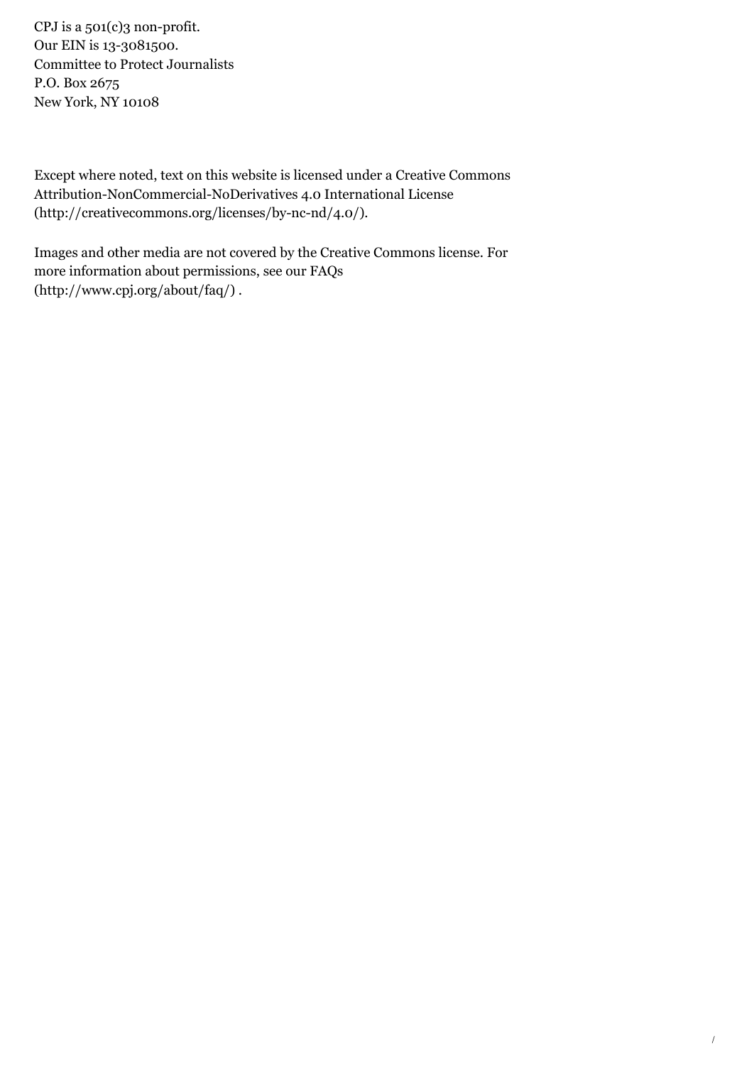CPJ is a 501(c)3 non-profit.
Our EIN is 13-3081500.
Committee to Protect Journalists
P.O. Box 2675
New York, NY 10108

Except where noted, text on this website is licensed under a Creative Commons Attribution-NonCommercial-NoDerivatives 4.0 International License (http://creativecommons.org/licenses/by-nc-nd/4.0/).

Images and other media are not covered by the Creative Commons license. For more information about permissions, see our FAQs (http://www.cpj.org/about/faq/) .